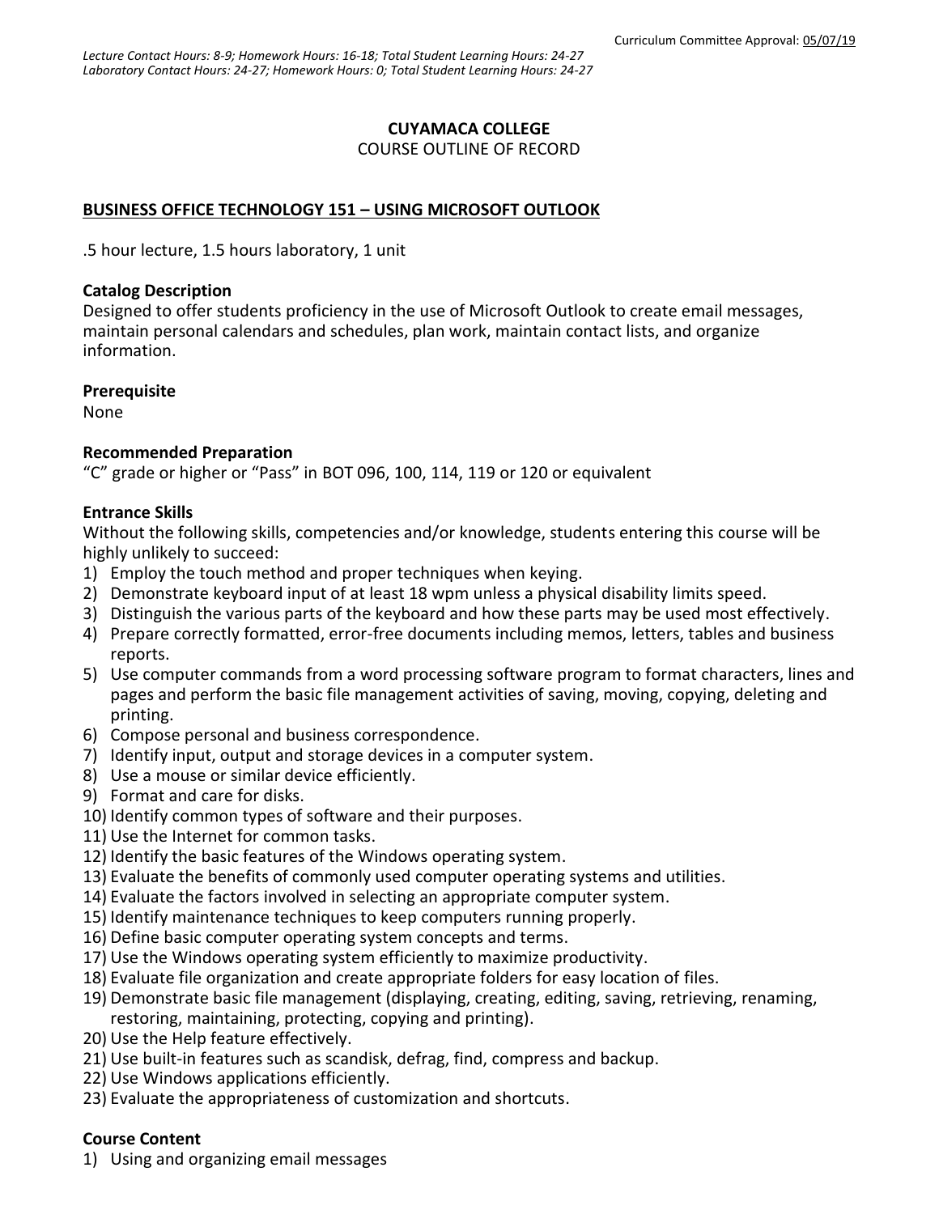Curriculum Committee Approval: 05/07/19

*Lecture Contact Hours: 8-9; Homework Hours: 16-18; Total Student Learning Hours: 24-27*
*Laboratory Contact Hours: 24-27; Homework Hours: 0; Total Student Learning Hours: 24-27*

**CUYAMACA COLLEGE**

COURSE OUTLINE OF RECORD

## BUSINESS OFFICE TECHNOLOGY 151 – USING MICROSOFT OUTLOOK

.5 hour lecture, 1.5 hours laboratory, 1 unit

### Catalog Description

Designed to offer students proficiency in the use of Microsoft Outlook to create email messages, maintain personal calendars and schedules, plan work, maintain contact lists, and organize information.

### Prerequisite

None

### Recommended Preparation

"C" grade or higher or "Pass" in BOT 096, 100, 114, 119 or 120 or equivalent

### Entrance Skills

Without the following skills, competencies and/or knowledge, students entering this course will be highly unlikely to succeed:

1) Employ the touch method and proper techniques when keying.
2) Demonstrate keyboard input of at least 18 wpm unless a physical disability limits speed.
3) Distinguish the various parts of the keyboard and how these parts may be used most effectively.
4) Prepare correctly formatted, error-free documents including memos, letters, tables and business reports.
5) Use computer commands from a word processing software program to format characters, lines and pages and perform the basic file management activities of saving, moving, copying, deleting and printing.
6) Compose personal and business correspondence.
7) Identify input, output and storage devices in a computer system.
8) Use a mouse or similar device efficiently.
9) Format and care for disks.
10) Identify common types of software and their purposes.
11) Use the Internet for common tasks.
12) Identify the basic features of the Windows operating system.
13) Evaluate the benefits of commonly used computer operating systems and utilities.
14) Evaluate the factors involved in selecting an appropriate computer system.
15) Identify maintenance techniques to keep computers running properly.
16) Define basic computer operating system concepts and terms.
17) Use the Windows operating system efficiently to maximize productivity.
18) Evaluate file organization and create appropriate folders for easy location of files.
19) Demonstrate basic file management (displaying, creating, editing, saving, retrieving, renaming, restoring, maintaining, protecting, copying and printing).
20) Use the Help feature effectively.
21) Use built-in features such as scandisk, defrag, find, compress and backup.
22) Use Windows applications efficiently.
23) Evaluate the appropriateness of customization and shortcuts.

### Course Content

1) Using and organizing email messages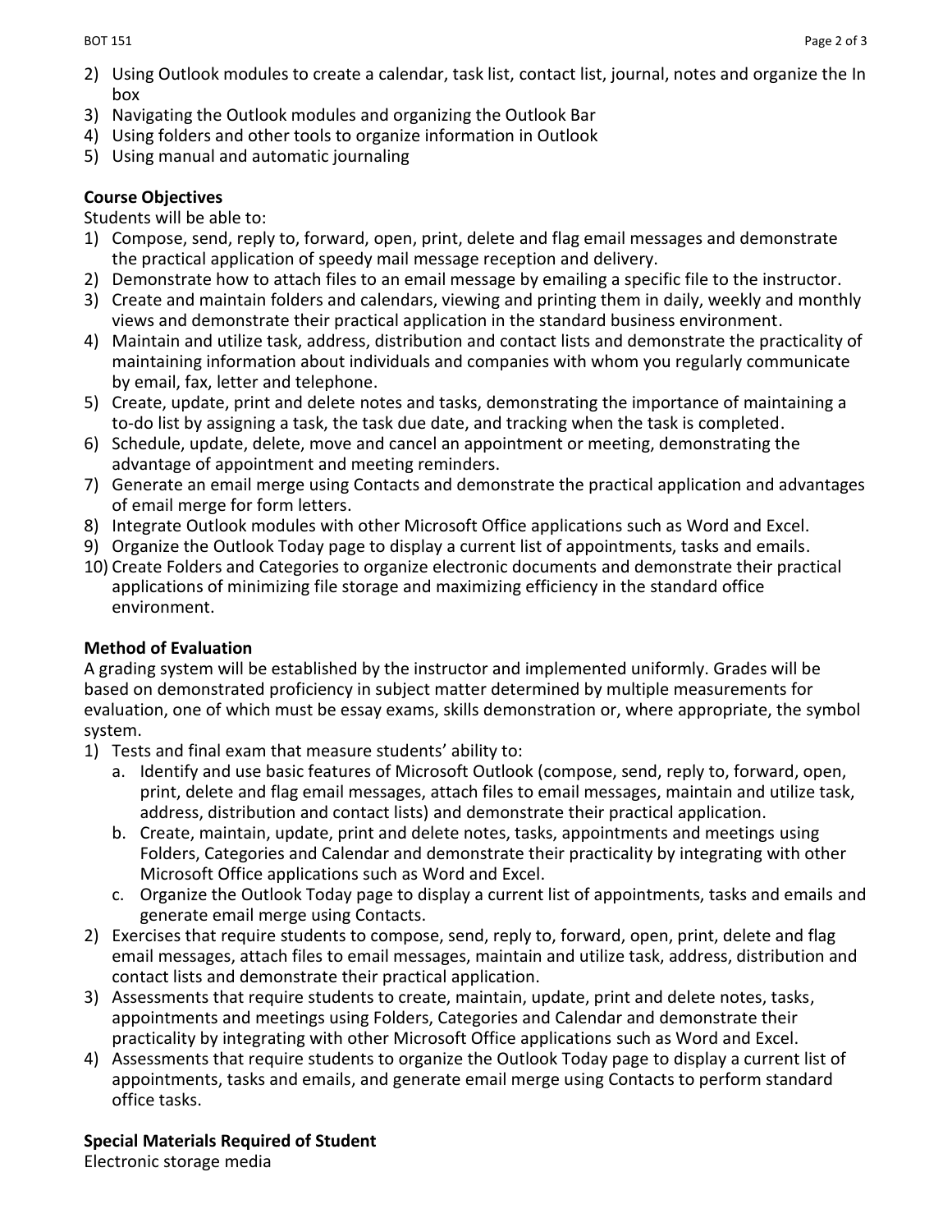2) Using Outlook modules to create a calendar, task list, contact list, journal, notes and organize the In box
3) Navigating the Outlook modules and organizing the Outlook Bar
4) Using folders and other tools to organize information in Outlook
5) Using manual and automatic journaling

**Course Objectives**

Students will be able to:

1) Compose, send, reply to, forward, open, print, delete and flag email messages and demonstrate the practical application of speedy mail message reception and delivery.
2) Demonstrate how to attach files to an email message by emailing a specific file to the instructor.
3) Create and maintain folders and calendars, viewing and printing them in daily, weekly and monthly views and demonstrate their practical application in the standard business environment.
4) Maintain and utilize task, address, distribution and contact lists and demonstrate the practicality of maintaining information about individuals and companies with whom you regularly communicate by email, fax, letter and telephone.
5) Create, update, print and delete notes and tasks, demonstrating the importance of maintaining a to-do list by assigning a task, the task due date, and tracking when the task is completed.
6) Schedule, update, delete, move and cancel an appointment or meeting, demonstrating the advantage of appointment and meeting reminders.
7) Generate an email merge using Contacts and demonstrate the practical application and advantages of email merge for form letters.
8) Integrate Outlook modules with other Microsoft Office applications such as Word and Excel.
9) Organize the Outlook Today page to display a current list of appointments, tasks and emails.
10) Create Folders and Categories to organize electronic documents and demonstrate their practical applications of minimizing file storage and maximizing efficiency in the standard office environment.

**Method of Evaluation**

A grading system will be established by the instructor and implemented uniformly. Grades will be based on demonstrated proficiency in subject matter determined by multiple measurements for evaluation, one of which must be essay exams, skills demonstration or, where appropriate, the symbol system.

1) Tests and final exam that measure students' ability to:
   a. Identify and use basic features of Microsoft Outlook (compose, send, reply to, forward, open, print, delete and flag email messages, attach files to email messages, maintain and utilize task, address, distribution and contact lists) and demonstrate their practical application.
   b. Create, maintain, update, print and delete notes, tasks, appointments and meetings using Folders, Categories and Calendar and demonstrate their practicality by integrating with other Microsoft Office applications such as Word and Excel.
   c. Organize the Outlook Today page to display a current list of appointments, tasks and emails and generate email merge using Contacts.
2) Exercises that require students to compose, send, reply to, forward, open, print, delete and flag email messages, attach files to email messages, maintain and utilize task, address, distribution and contact lists and demonstrate their practical application.
3) Assessments that require students to create, maintain, update, print and delete notes, tasks, appointments and meetings using Folders, Categories and Calendar and demonstrate their practicality by integrating with other Microsoft Office applications such as Word and Excel.
4) Assessments that require students to organize the Outlook Today page to display a current list of appointments, tasks and emails, and generate email merge using Contacts to perform standard office tasks.

**Special Materials Required of Student**

Electronic storage media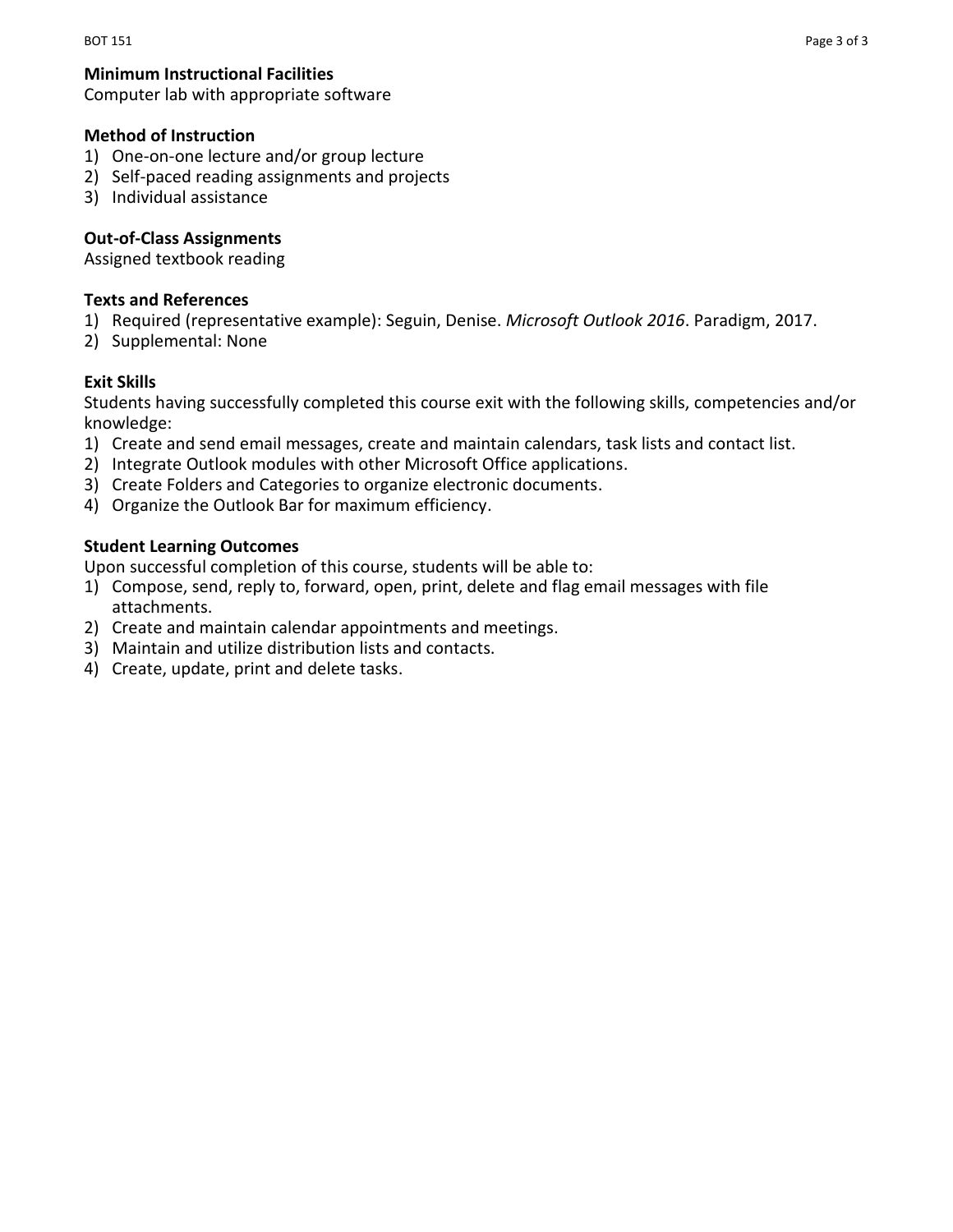**Minimum Instructional Facilities**
Computer lab with appropriate software

**Method of Instruction**
1) One-on-one lecture and/or group lecture
2) Self-paced reading assignments and projects
3) Individual assistance

**Out-of-Class Assignments**
Assigned textbook reading

**Texts and References**
1) Required (representative example): Seguin, Denise. *Microsoft Outlook 2016*. Paradigm, 2017.
2) Supplemental: None

**Exit Skills**
Students having successfully completed this course exit with the following skills, competencies and/or knowledge:
1) Create and send email messages, create and maintain calendars, task lists and contact list.
2) Integrate Outlook modules with other Microsoft Office applications.
3) Create Folders and Categories to organize electronic documents.
4) Organize the Outlook Bar for maximum efficiency.

**Student Learning Outcomes**
Upon successful completion of this course, students will be able to:
1) Compose, send, reply to, forward, open, print, delete and flag email messages with file attachments.
2) Create and maintain calendar appointments and meetings.
3) Maintain and utilize distribution lists and contacts.
4) Create, update, print and delete tasks.